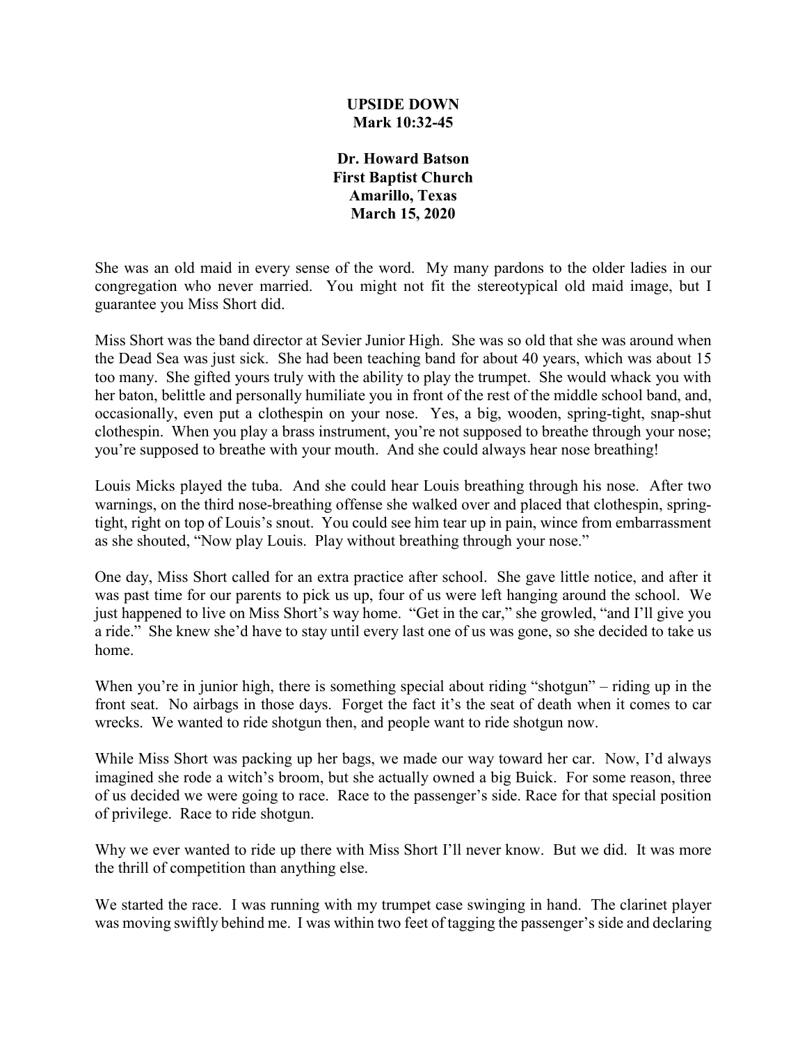**UPSIDE DOWN**
**Mark 10:32-45**

**Dr. Howard Batson**
**First Baptist Church**
**Amarillo, Texas**
**March 15, 2020**

She was an old maid in every sense of the word. My many pardons to the older ladies in our congregation who never married. You might not fit the stereotypical old maid image, but I guarantee you Miss Short did.

Miss Short was the band director at Sevier Junior High. She was so old that she was around when the Dead Sea was just sick. She had been teaching band for about 40 years, which was about 15 too many. She gifted yours truly with the ability to play the trumpet. She would whack you with her baton, belittle and personally humiliate you in front of the rest of the middle school band, and, occasionally, even put a clothespin on your nose. Yes, a big, wooden, spring-tight, snap-shut clothespin. When you play a brass instrument, you're not supposed to breathe through your nose; you're supposed to breathe with your mouth. And she could always hear nose breathing!

Louis Micks played the tuba. And she could hear Louis breathing through his nose. After two warnings, on the third nose-breathing offense she walked over and placed that clothespin, spring-tight, right on top of Louis's snout. You could see him tear up in pain, wince from embarrassment as she shouted, "Now play Louis. Play without breathing through your nose."

One day, Miss Short called for an extra practice after school. She gave little notice, and after it was past time for our parents to pick us up, four of us were left hanging around the school. We just happened to live on Miss Short's way home. "Get in the car," she growled, "and I'll give you a ride." She knew she'd have to stay until every last one of us was gone, so she decided to take us home.

When you're in junior high, there is something special about riding "shotgun" – riding up in the front seat. No airbags in those days. Forget the fact it's the seat of death when it comes to car wrecks. We wanted to ride shotgun then, and people want to ride shotgun now.

While Miss Short was packing up her bags, we made our way toward her car. Now, I'd always imagined she rode a witch's broom, but she actually owned a big Buick. For some reason, three of us decided we were going to race. Race to the passenger's side. Race for that special position of privilege. Race to ride shotgun.

Why we ever wanted to ride up there with Miss Short I'll never know. But we did. It was more the thrill of competition than anything else.

We started the race. I was running with my trumpet case swinging in hand. The clarinet player was moving swiftly behind me. I was within two feet of tagging the passenger's side and declaring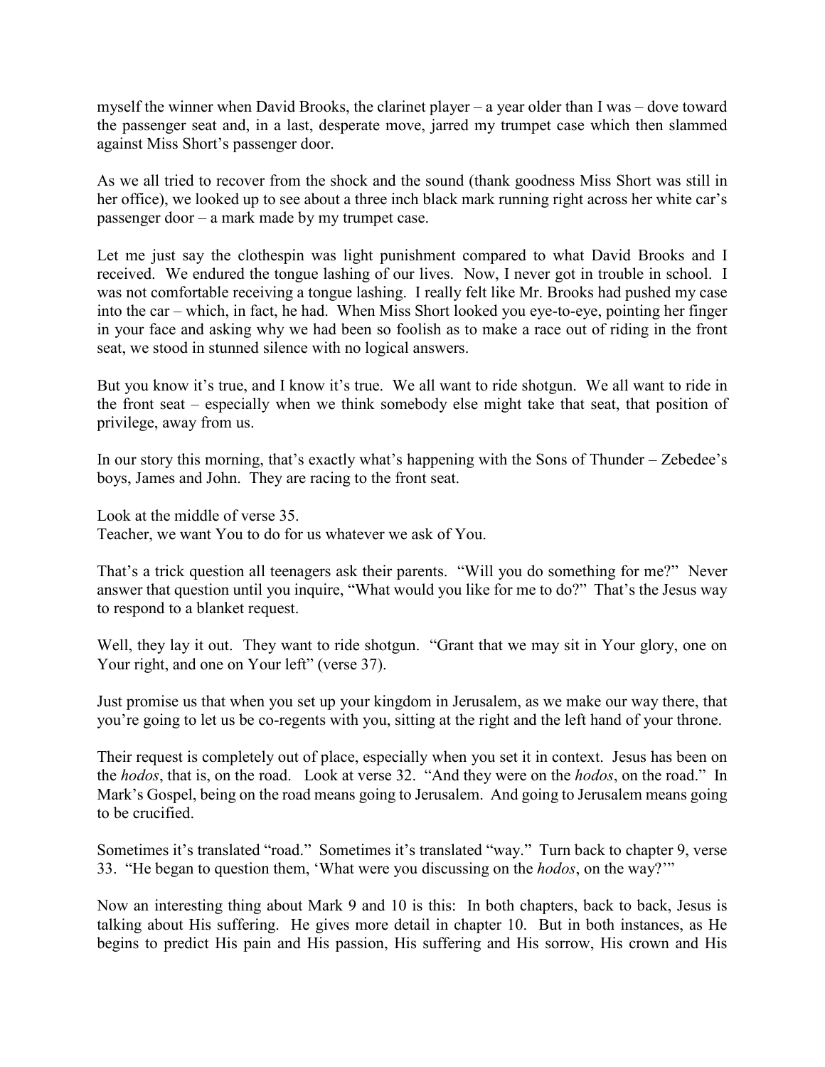myself the winner when David Brooks, the clarinet player – a year older than I was – dove toward the passenger seat and, in a last, desperate move, jarred my trumpet case which then slammed against Miss Short's passenger door.

As we all tried to recover from the shock and the sound (thank goodness Miss Short was still in her office), we looked up to see about a three inch black mark running right across her white car's passenger door – a mark made by my trumpet case.

Let me just say the clothespin was light punishment compared to what David Brooks and I received. We endured the tongue lashing of our lives. Now, I never got in trouble in school. I was not comfortable receiving a tongue lashing. I really felt like Mr. Brooks had pushed my case into the car – which, in fact, he had. When Miss Short looked you eye-to-eye, pointing her finger in your face and asking why we had been so foolish as to make a race out of riding in the front seat, we stood in stunned silence with no logical answers.

But you know it's true, and I know it's true. We all want to ride shotgun. We all want to ride in the front seat – especially when we think somebody else might take that seat, that position of privilege, away from us.

In our story this morning, that's exactly what's happening with the Sons of Thunder – Zebedee's boys, James and John. They are racing to the front seat.

Look at the middle of verse 35.
Teacher, we want You to do for us whatever we ask of You.

That's a trick question all teenagers ask their parents. "Will you do something for me?" Never answer that question until you inquire, "What would you like for me to do?" That's the Jesus way to respond to a blanket request.

Well, they lay it out. They want to ride shotgun. "Grant that we may sit in Your glory, one on Your right, and one on Your left" (verse 37).

Just promise us that when you set up your kingdom in Jerusalem, as we make our way there, that you're going to let us be co-regents with you, sitting at the right and the left hand of your throne.

Their request is completely out of place, especially when you set it in context. Jesus has been on the *hodos*, that is, on the road. Look at verse 32. "And they were on the *hodos*, on the road." In Mark's Gospel, being on the road means going to Jerusalem. And going to Jerusalem means going to be crucified.

Sometimes it's translated "road." Sometimes it's translated "way." Turn back to chapter 9, verse 33. "He began to question them, 'What were you discussing on the *hodos*, on the way?'"

Now an interesting thing about Mark 9 and 10 is this: In both chapters, back to back, Jesus is talking about His suffering. He gives more detail in chapter 10. But in both instances, as He begins to predict His pain and His passion, His suffering and His sorrow, His crown and His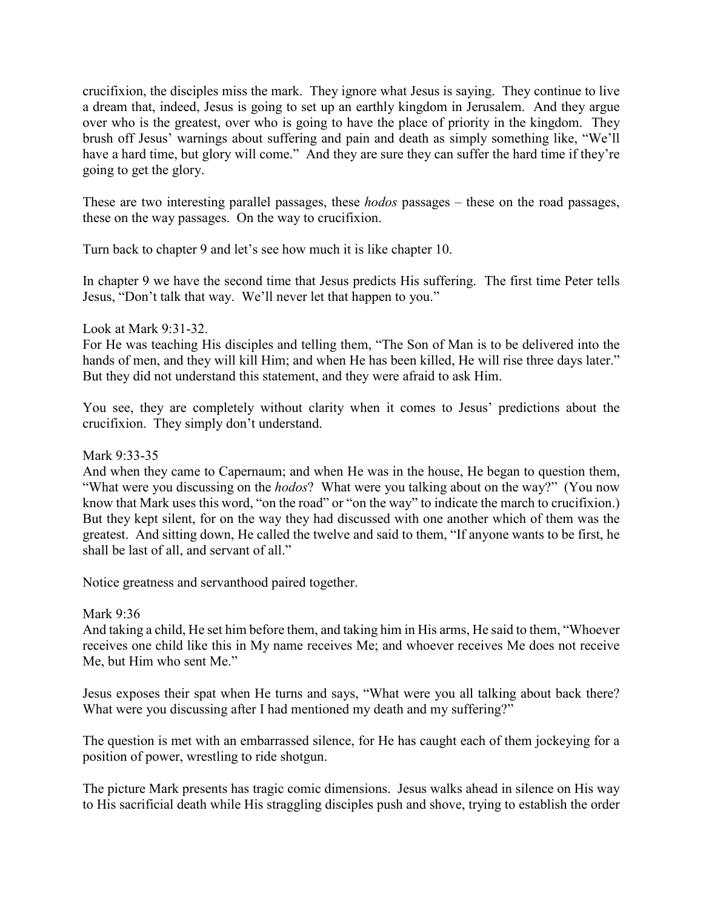crucifixion, the disciples miss the mark. They ignore what Jesus is saying. They continue to live a dream that, indeed, Jesus is going to set up an earthly kingdom in Jerusalem. And they argue over who is the greatest, over who is going to have the place of priority in the kingdom. They brush off Jesus' warnings about suffering and pain and death as simply something like, "We'll have a hard time, but glory will come." And they are sure they can suffer the hard time if they're going to get the glory.

These are two interesting parallel passages, these *hodos* passages – these on the road passages, these on the way passages. On the way to crucifixion.

Turn back to chapter 9 and let's see how much it is like chapter 10.

In chapter 9 we have the second time that Jesus predicts His suffering. The first time Peter tells Jesus, "Don't talk that way. We'll never let that happen to you."

Look at Mark 9:31-32.
For He was teaching His disciples and telling them, "The Son of Man is to be delivered into the hands of men, and they will kill Him; and when He has been killed, He will rise three days later." But they did not understand this statement, and they were afraid to ask Him.

You see, they are completely without clarity when it comes to Jesus' predictions about the crucifixion. They simply don't understand.

Mark 9:33-35
And when they came to Capernaum; and when He was in the house, He began to question them, "What were you discussing on the *hodos*? What were you talking about on the way?" (You now know that Mark uses this word, "on the road" or "on the way" to indicate the march to crucifixion.) But they kept silent, for on the way they had discussed with one another which of them was the greatest. And sitting down, He called the twelve and said to them, "If anyone wants to be first, he shall be last of all, and servant of all."

Notice greatness and servanthood paired together.

Mark 9:36
And taking a child, He set him before them, and taking him in His arms, He said to them, "Whoever receives one child like this in My name receives Me; and whoever receives Me does not receive Me, but Him who sent Me."

Jesus exposes their spat when He turns and says, "What were you all talking about back there? What were you discussing after I had mentioned my death and my suffering?"

The question is met with an embarrassed silence, for He has caught each of them jockeying for a position of power, wrestling to ride shotgun.

The picture Mark presents has tragic comic dimensions. Jesus walks ahead in silence on His way to His sacrificial death while His straggling disciples push and shove, trying to establish the order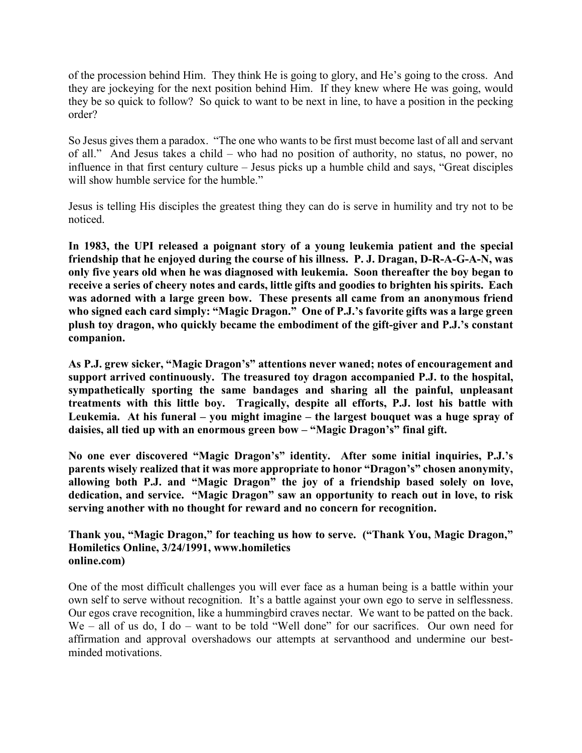of the procession behind Him. They think He is going to glory, and He's going to the cross. And they are jockeying for the next position behind Him. If they knew where He was going, would they be so quick to follow? So quick to want to be next in line, to have a position in the pecking order?

So Jesus gives them a paradox. "The one who wants to be first must become last of all and servant of all." And Jesus takes a child – who had no position of authority, no status, no power, no influence in that first century culture – Jesus picks up a humble child and says, "Great disciples will show humble service for the humble."

Jesus is telling His disciples the greatest thing they can do is serve in humility and try not to be noticed.

**In 1983, the UPI released a poignant story of a young leukemia patient and the special friendship that he enjoyed during the course of his illness. P. J. Dragan, D-R-A-G-A-N, was only five years old when he was diagnosed with leukemia. Soon thereafter the boy began to receive a series of cheery notes and cards, little gifts and goodies to brighten his spirits. Each was adorned with a large green bow. These presents all came from an anonymous friend who signed each card simply: "Magic Dragon." One of P.J.'s favorite gifts was a large green plush toy dragon, who quickly became the embodiment of the gift-giver and P.J.'s constant companion.**

**As P.J. grew sicker, "Magic Dragon's" attentions never waned; notes of encouragement and support arrived continuously. The treasured toy dragon accompanied P.J. to the hospital, sympathetically sporting the same bandages and sharing all the painful, unpleasant treatments with this little boy. Tragically, despite all efforts, P.J. lost his battle with Leukemia. At his funeral – you might imagine – the largest bouquet was a huge spray of daisies, all tied up with an enormous green bow – "Magic Dragon's" final gift.**

**No one ever discovered "Magic Dragon's" identity. After some initial inquiries, P.J.'s parents wisely realized that it was more appropriate to honor "Dragon's" chosen anonymity, allowing both P.J. and "Magic Dragon" the joy of a friendship based solely on love, dedication, and service. "Magic Dragon" saw an opportunity to reach out in love, to risk serving another with no thought for reward and no concern for recognition.**

**Thank you, "Magic Dragon," for teaching us how to serve. ("Thank You, Magic Dragon," Homiletics Online, 3/24/1991, www.homiletics online.com)**

One of the most difficult challenges you will ever face as a human being is a battle within your own self to serve without recognition. It's a battle against your own ego to serve in selflessness. Our egos crave recognition, like a hummingbird craves nectar. We want to be patted on the back. We – all of us do, I do – want to be told "Well done" for our sacrifices. Our own need for affirmation and approval overshadows our attempts at servanthood and undermine our best-minded motivations.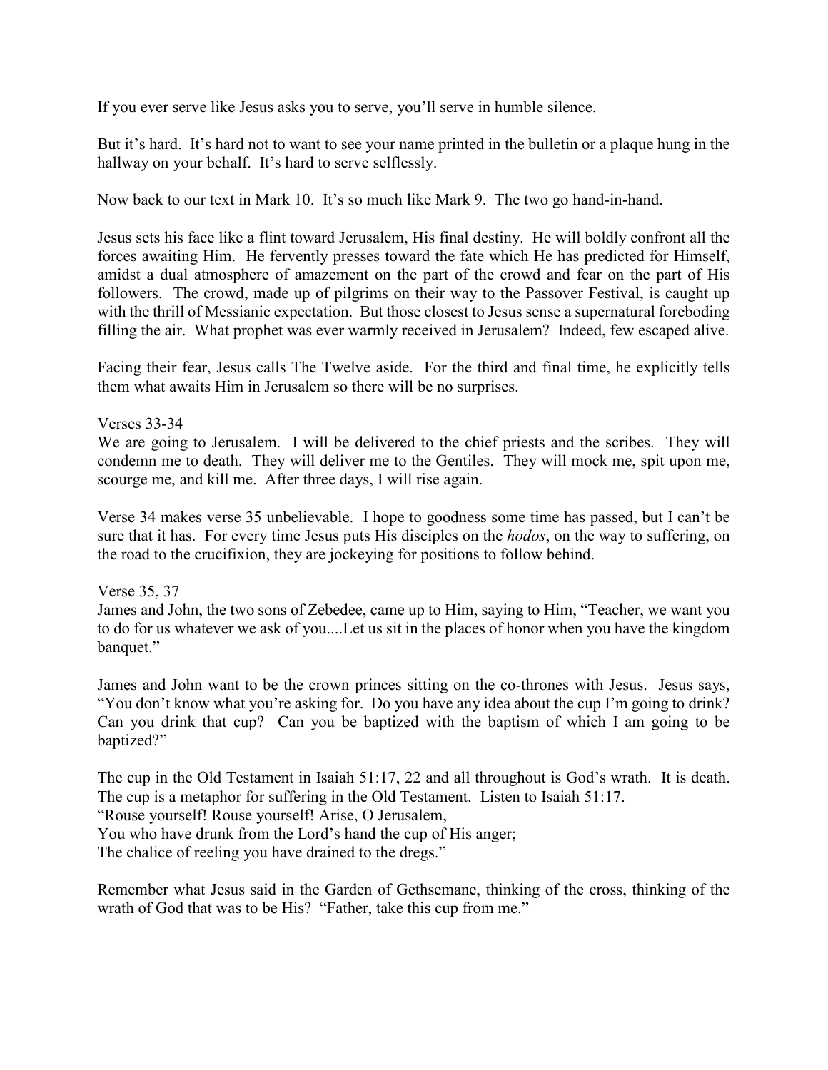If you ever serve like Jesus asks you to serve, you'll serve in humble silence.

But it's hard. It's hard not to want to see your name printed in the bulletin or a plaque hung in the hallway on your behalf. It's hard to serve selflessly.

Now back to our text in Mark 10. It's so much like Mark 9. The two go hand-in-hand.

Jesus sets his face like a flint toward Jerusalem, His final destiny. He will boldly confront all the forces awaiting Him. He fervently presses toward the fate which He has predicted for Himself, amidst a dual atmosphere of amazement on the part of the crowd and fear on the part of His followers. The crowd, made up of pilgrims on their way to the Passover Festival, is caught up with the thrill of Messianic expectation. But those closest to Jesus sense a supernatural foreboding filling the air. What prophet was ever warmly received in Jerusalem? Indeed, few escaped alive.

Facing their fear, Jesus calls The Twelve aside. For the third and final time, he explicitly tells them what awaits Him in Jerusalem so there will be no surprises.

Verses 33-34
We are going to Jerusalem. I will be delivered to the chief priests and the scribes. They will condemn me to death. They will deliver me to the Gentiles. They will mock me, spit upon me, scourge me, and kill me. After three days, I will rise again.

Verse 34 makes verse 35 unbelievable. I hope to goodness some time has passed, but I can't be sure that it has. For every time Jesus puts His disciples on the *hodos*, on the way to suffering, on the road to the crucifixion, they are jockeying for positions to follow behind.

Verse 35, 37
James and John, the two sons of Zebedee, came up to Him, saying to Him, "Teacher, we want you to do for us whatever we ask of you....Let us sit in the places of honor when you have the kingdom banquet."

James and John want to be the crown princes sitting on the co-thrones with Jesus. Jesus says, "You don't know what you're asking for. Do you have any idea about the cup I'm going to drink? Can you drink that cup? Can you be baptized with the baptism of which I am going to be baptized?"

The cup in the Old Testament in Isaiah 51:17, 22 and all throughout is God's wrath. It is death. The cup is a metaphor for suffering in the Old Testament. Listen to Isaiah 51:17.
"Rouse yourself! Rouse yourself! Arise, O Jerusalem,
You who have drunk from the Lord's hand the cup of His anger;
The chalice of reeling you have drained to the dregs."

Remember what Jesus said in the Garden of Gethsemane, thinking of the cross, thinking of the wrath of God that was to be His? "Father, take this cup from me."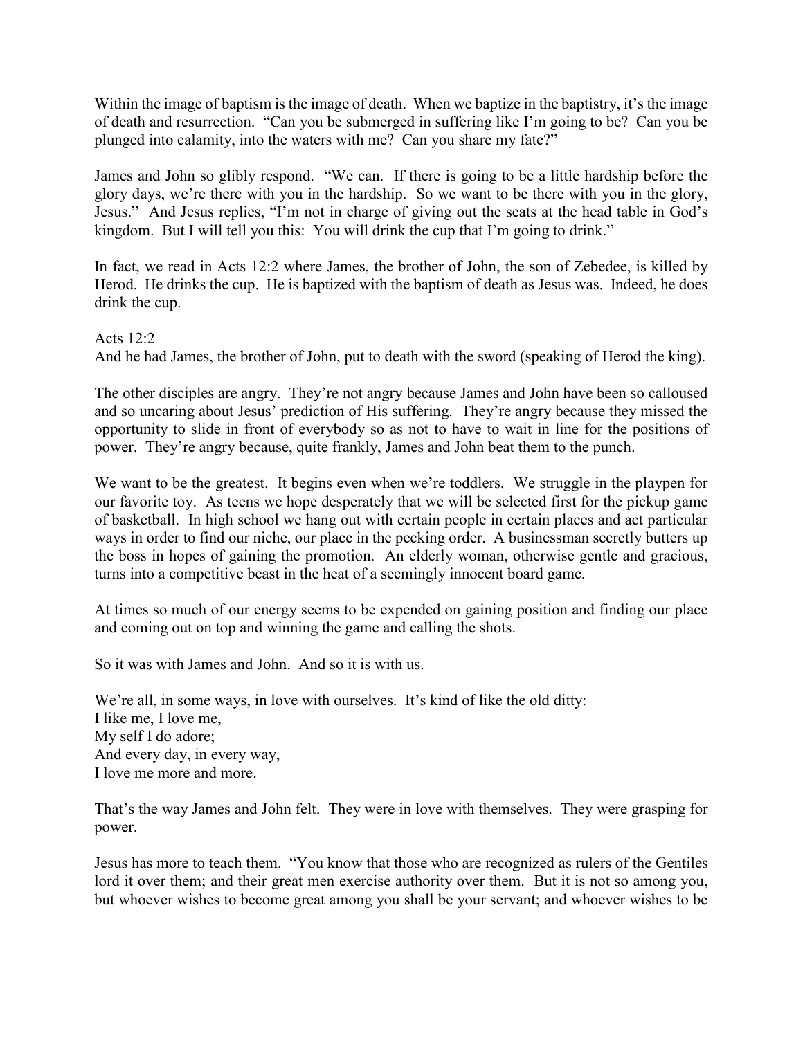Within the image of baptism is the image of death. When we baptize in the baptistry, it's the image of death and resurrection. "Can you be submerged in suffering like I'm going to be? Can you be plunged into calamity, into the waters with me? Can you share my fate?"

James and John so glibly respond. "We can. If there is going to be a little hardship before the glory days, we're there with you in the hardship. So we want to be there with you in the glory, Jesus." And Jesus replies, "I'm not in charge of giving out the seats at the head table in God's kingdom. But I will tell you this: You will drink the cup that I'm going to drink."

In fact, we read in Acts 12:2 where James, the brother of John, the son of Zebedee, is killed by Herod. He drinks the cup. He is baptized with the baptism of death as Jesus was. Indeed, he does drink the cup.

Acts 12:2
And he had James, the brother of John, put to death with the sword (speaking of Herod the king).

The other disciples are angry. They're not angry because James and John have been so calloused and so uncaring about Jesus' prediction of His suffering. They're angry because they missed the opportunity to slide in front of everybody so as not to have to wait in line for the positions of power. They're angry because, quite frankly, James and John beat them to the punch.

We want to be the greatest. It begins even when we're toddlers. We struggle in the playpen for our favorite toy. As teens we hope desperately that we will be selected first for the pickup game of basketball. In high school we hang out with certain people in certain places and act particular ways in order to find our niche, our place in the pecking order. A businessman secretly butters up the boss in hopes of gaining the promotion. An elderly woman, otherwise gentle and gracious, turns into a competitive beast in the heat of a seemingly innocent board game.

At times so much of our energy seems to be expended on gaining position and finding our place and coming out on top and winning the game and calling the shots.

So it was with James and John. And so it is with us.

We're all, in some ways, in love with ourselves. It's kind of like the old ditty:
I like me, I love me,
My self I do adore;
And every day, in every way,
I love me more and more.

That's the way James and John felt. They were in love with themselves. They were grasping for power.

Jesus has more to teach them. "You know that those who are recognized as rulers of the Gentiles lord it over them; and their great men exercise authority over them. But it is not so among you, but whoever wishes to become great among you shall be your servant; and whoever wishes to be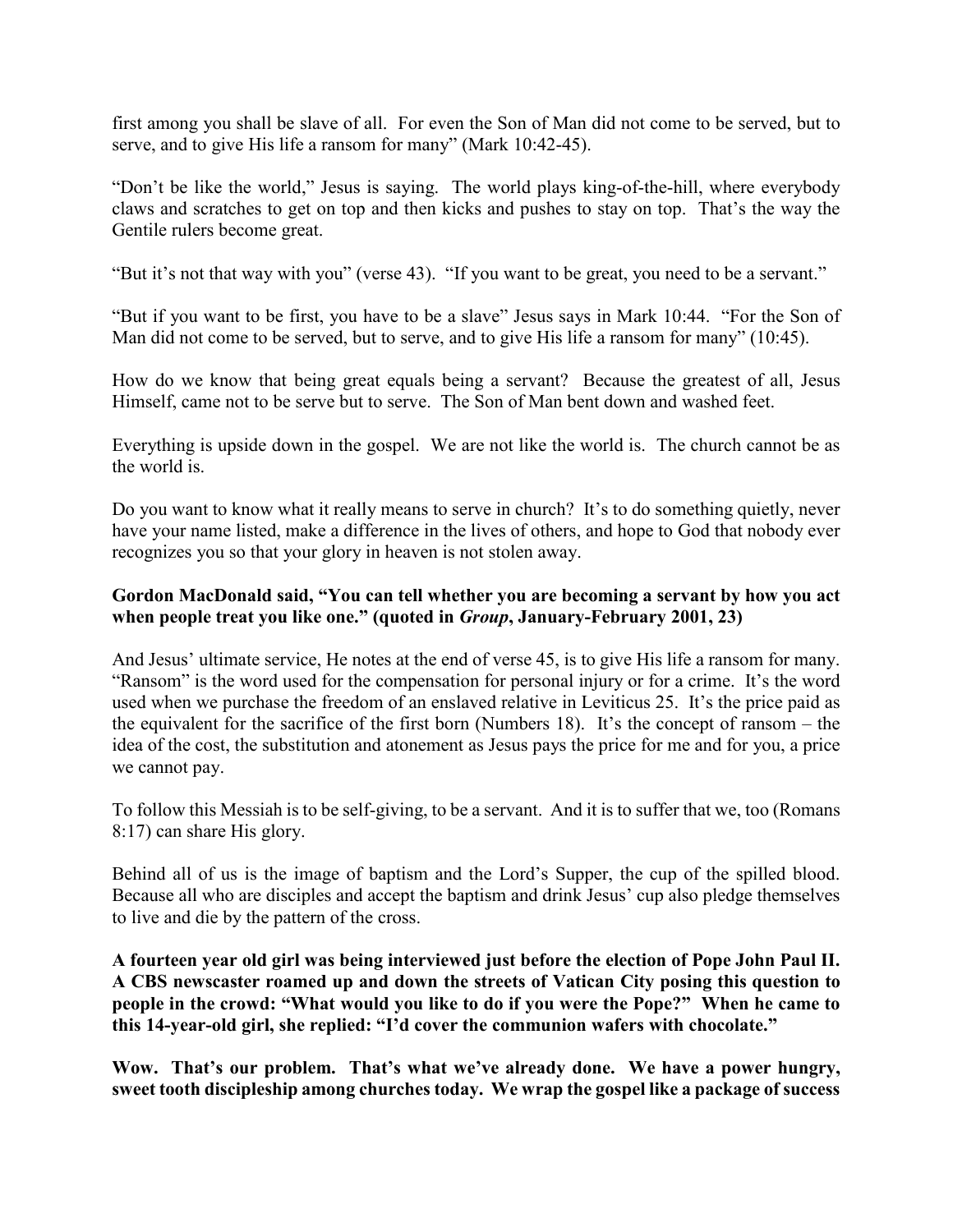first among you shall be slave of all. For even the Son of Man did not come to be served, but to serve, and to give His life a ransom for many" (Mark 10:42-45).

"Don't be like the world," Jesus is saying. The world plays king-of-the-hill, where everybody claws and scratches to get on top and then kicks and pushes to stay on top. That's the way the Gentile rulers become great.

"But it's not that way with you" (verse 43). "If you want to be great, you need to be a servant."

"But if you want to be first, you have to be a slave" Jesus says in Mark 10:44. "For the Son of Man did not come to be served, but to serve, and to give His life a ransom for many" (10:45).

How do we know that being great equals being a servant? Because the greatest of all, Jesus Himself, came not to be serve but to serve. The Son of Man bent down and washed feet.

Everything is upside down in the gospel. We are not like the world is. The church cannot be as the world is.

Do you want to know what it really means to serve in church? It's to do something quietly, never have your name listed, make a difference in the lives of others, and hope to God that nobody ever recognizes you so that your glory in heaven is not stolen away.

**Gordon MacDonald said, "You can tell whether you are becoming a servant by how you act when people treat you like one." (quoted in *Group*, January-February 2001, 23)**

And Jesus' ultimate service, He notes at the end of verse 45, is to give His life a ransom for many. "Ransom" is the word used for the compensation for personal injury or for a crime. It's the word used when we purchase the freedom of an enslaved relative in Leviticus 25. It's the price paid as the equivalent for the sacrifice of the first born (Numbers 18). It's the concept of ransom – the idea of the cost, the substitution and atonement as Jesus pays the price for me and for you, a price we cannot pay.

To follow this Messiah is to be self-giving, to be a servant. And it is to suffer that we, too (Romans 8:17) can share His glory.

Behind all of us is the image of baptism and the Lord's Supper, the cup of the spilled blood. Because all who are disciples and accept the baptism and drink Jesus' cup also pledge themselves to live and die by the pattern of the cross.

**A fourteen year old girl was being interviewed just before the election of Pope John Paul II. A CBS newscaster roamed up and down the streets of Vatican City posing this question to people in the crowd: "What would you like to do if you were the Pope?" When he came to this 14-year-old girl, she replied: "I'd cover the communion wafers with chocolate."**

**Wow. That's our problem. That's what we've already done. We have a power hungry, sweet tooth discipleship among churches today. We wrap the gospel like a package of success**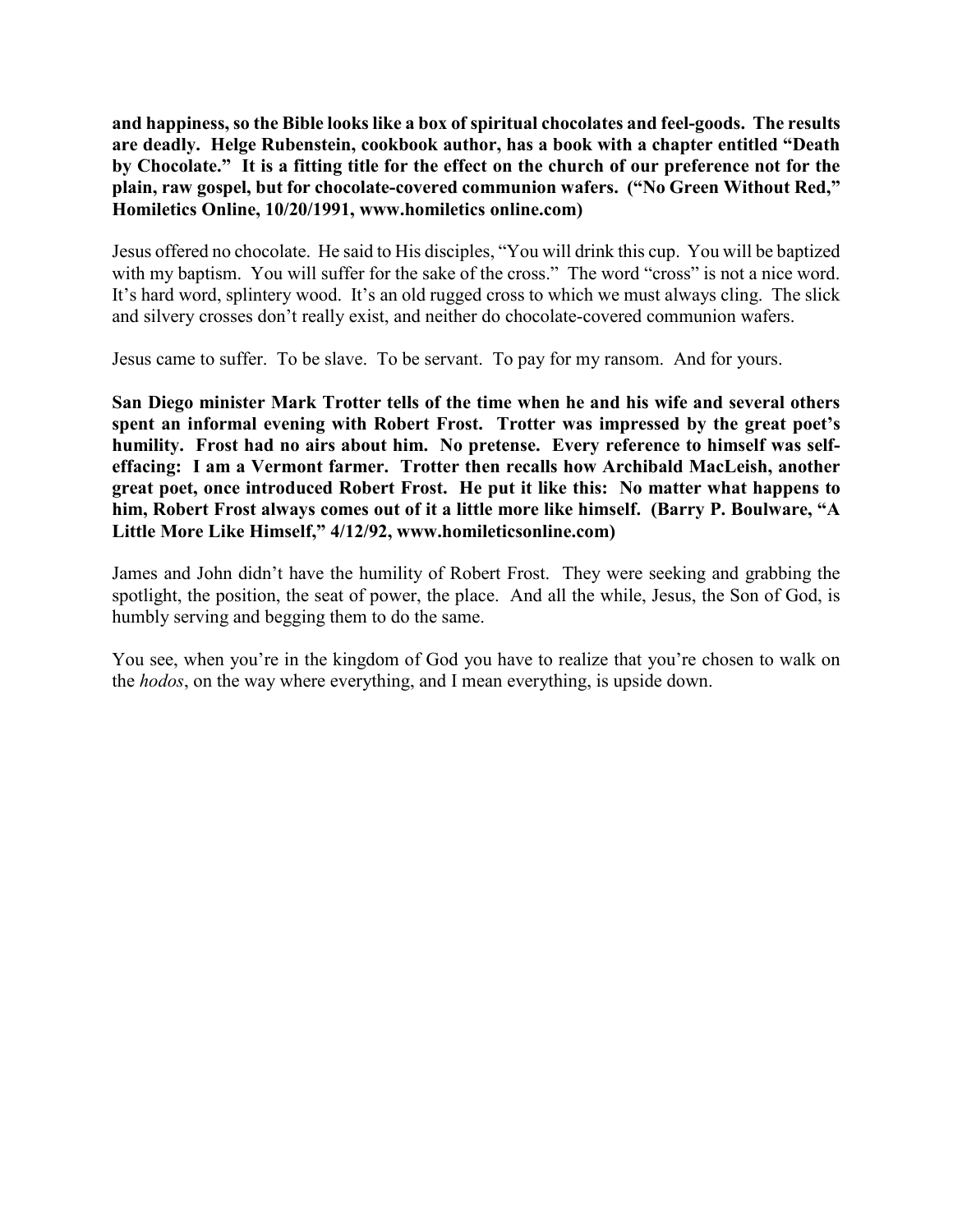**and happiness, so the Bible looks like a box of spiritual chocolates and feel-goods. The results are deadly. Helge Rubenstein, cookbook author, has a book with a chapter entitled "Death by Chocolate." It is a fitting title for the effect on the church of our preference not for the plain, raw gospel, but for chocolate-covered communion wafers. ("No Green Without Red," Homiletics Online, 10/20/1991, www.homiletics online.com)**

Jesus offered no chocolate. He said to His disciples, "You will drink this cup. You will be baptized with my baptism. You will suffer for the sake of the cross." The word "cross" is not a nice word. It's hard word, splintery wood. It's an old rugged cross to which we must always cling. The slick and silvery crosses don't really exist, and neither do chocolate-covered communion wafers.

Jesus came to suffer. To be slave. To be servant. To pay for my ransom. And for yours.

**San Diego minister Mark Trotter tells of the time when he and his wife and several others spent an informal evening with Robert Frost. Trotter was impressed by the great poet's humility. Frost had no airs about him. No pretense. Every reference to himself was self-effacing: I am a Vermont farmer. Trotter then recalls how Archibald MacLeish, another great poet, once introduced Robert Frost. He put it like this: No matter what happens to him, Robert Frost always comes out of it a little more like himself. (Barry P. Boulware, "A Little More Like Himself," 4/12/92, www.homileticsonline.com)**

James and John didn't have the humility of Robert Frost. They were seeking and grabbing the spotlight, the position, the seat of power, the place. And all the while, Jesus, the Son of God, is humbly serving and begging them to do the same.

You see, when you're in the kingdom of God you have to realize that you're chosen to walk on the *hodos*, on the way where everything, and I mean everything, is upside down.